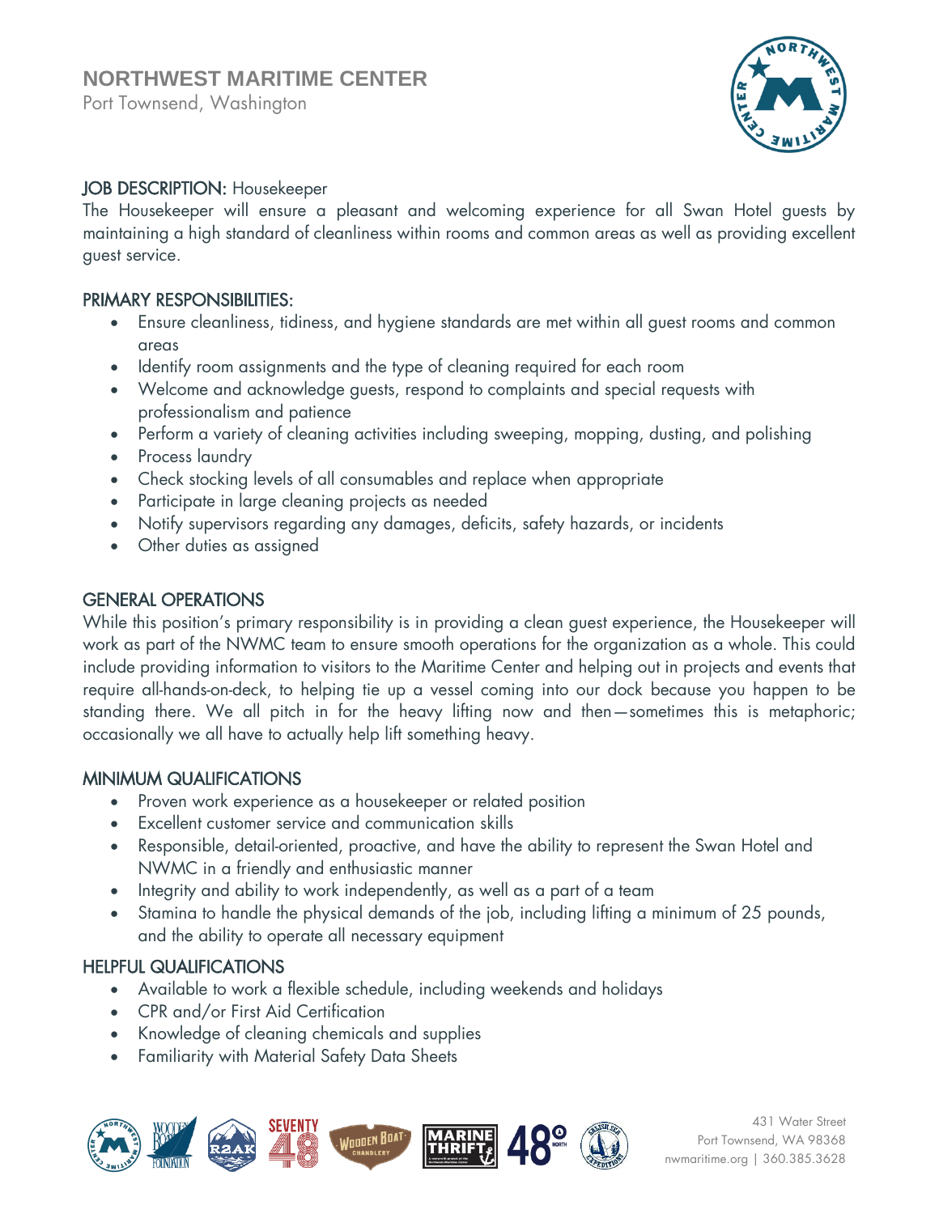# NORTHWEST MARITIME CENTER

Port Townsend, Washington

## JOB DESCRIPTION: Housekeeper

The Housekeeper will ensure a pleasant and welcoming experience for all Swan Hotel guests by maintaining a high standard of cleanliness within rooms and common areas as well as providing excellent guest service.

## PRIMARY RESPONSIBILITIES:

- Ensure cleanliness, tidiness, and hygiene standards are met within all guest rooms and common areas
- Identify room assignments and the type of cleaning required for each room
- Welcome and acknowledge guests, respond to complaints and special requests with professionalism and patience
- Perform a variety of cleaning activities including sweeping, mopping, dusting, and polishing
- Process laundry
- Check stocking levels of all consumables and replace when appropriate
- Participate in large cleaning projects as needed
- Notify supervisors regarding any damages, deficits, safety hazards, or incidents
- Other duties as assigned

## GENERAL OPERATIONS

While this position's primary responsibility is in providing a clean guest experience, the Housekeeper will work as part of the NWMC team to ensure smooth operations for the organization as a whole. This could include providing information to visitors to the Maritime Center and helping out in projects and events that require all-hands-on-deck, to helping tie up a vessel coming into our dock because you happen to be standing there. We all pitch in for the heavy lifting now and then—sometimes this is metaphoric; occasionally we all have to actually help lift something heavy.

## MINIMUM QUALIFICATIONS

- Proven work experience as a housekeeper or related position
- Excellent customer service and communication skills
- Responsible, detail-oriented, proactive, and have the ability to represent the Swan Hotel and NWMC in a friendly and enthusiastic manner
- Integrity and ability to work independently, as well as a part of a team
- Stamina to handle the physical demands of the job, including lifting a minimum of 25 pounds, and the ability to operate all necessary equipment

## HELPFUL QUALIFICATIONS

- Available to work a flexible schedule, including weekends and holidays
- CPR and/or First Aid Certification
- Knowledge of cleaning chemicals and supplies
- Familiarity with Material Safety Data Sheets

431 Water Street
Port Townsend, WA 98368
nwmaritime.org | 360.385.3628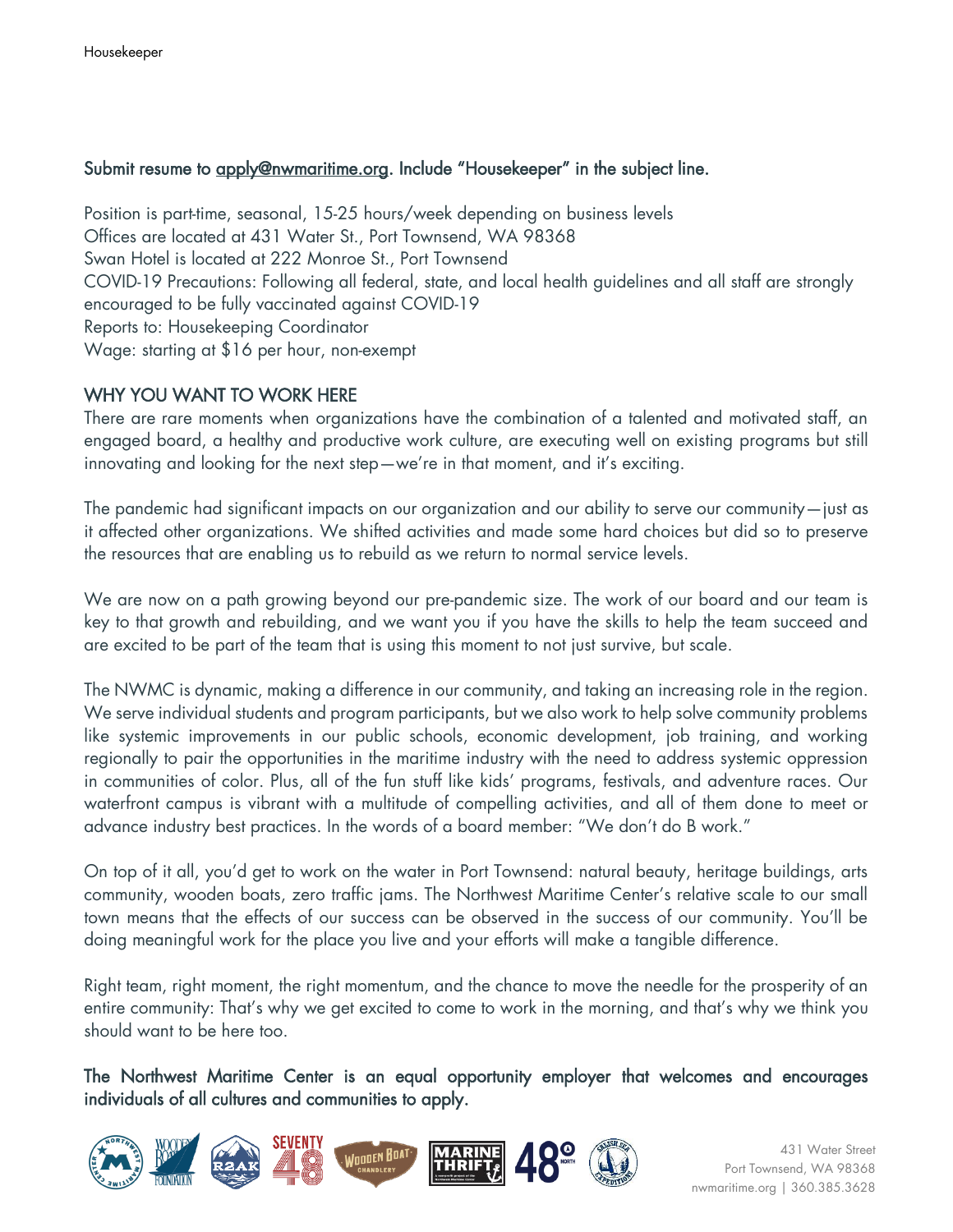**Submit resume to apply@nwmaritime.org. Include "Housekeeper" in the subject line.**

Position is part-time, seasonal, 15-25 hours/week depending on business levels
Offices are located at 431 Water St., Port Townsend, WA 98368
Swan Hotel is located at 222 Monroe St., Port Townsend
COVID-19 Precautions: Following all federal, state, and local health guidelines and all staff are strongly encouraged to be fully vaccinated against COVID-19
Reports to: Housekeeping Coordinator
Wage: starting at $16 per hour, non-exempt

## WHY YOU WANT TO WORK HERE

There are rare moments when organizations have the combination of a talented and motivated staff, an engaged board, a healthy and productive work culture, are executing well on existing programs but still innovating and looking for the next step—we're in that moment, and it's exciting.

The pandemic had significant impacts on our organization and our ability to serve our community—just as it affected other organizations. We shifted activities and made some hard choices but did so to preserve the resources that are enabling us to rebuild as we return to normal service levels.

We are now on a path growing beyond our pre-pandemic size. The work of our board and our team is key to that growth and rebuilding, and we want you if you have the skills to help the team succeed and are excited to be part of the team that is using this moment to not just survive, but scale.

The NWMC is dynamic, making a difference in our community, and taking an increasing role in the region. We serve individual students and program participants, but we also work to help solve community problems like systemic improvements in our public schools, economic development, job training, and working regionally to pair the opportunities in the maritime industry with the need to address systemic oppression in communities of color. Plus, all of the fun stuff like kids' programs, festivals, and adventure races. Our waterfront campus is vibrant with a multitude of compelling activities, and all of them done to meet or advance industry best practices. In the words of a board member: "We don't do B work."

On top of it all, you'd get to work on the water in Port Townsend: natural beauty, heritage buildings, arts community, wooden boats, zero traffic jams. The Northwest Maritime Center's relative scale to our small town means that the effects of our success can be observed in the success of our community. You'll be doing meaningful work for the place you live and your efforts will make a tangible difference.

Right team, right moment, the right momentum, and the chance to move the needle for the prosperity of an entire community: That's why we get excited to come to work in the morning, and that's why we think you should want to be here too.

**The Northwest Maritime Center is an equal opportunity employer that welcomes and encourages individuals of all cultures and communities to apply.**

431 Water Street
Port Townsend, WA 98368
nwmaritime.org | 360.385.3628